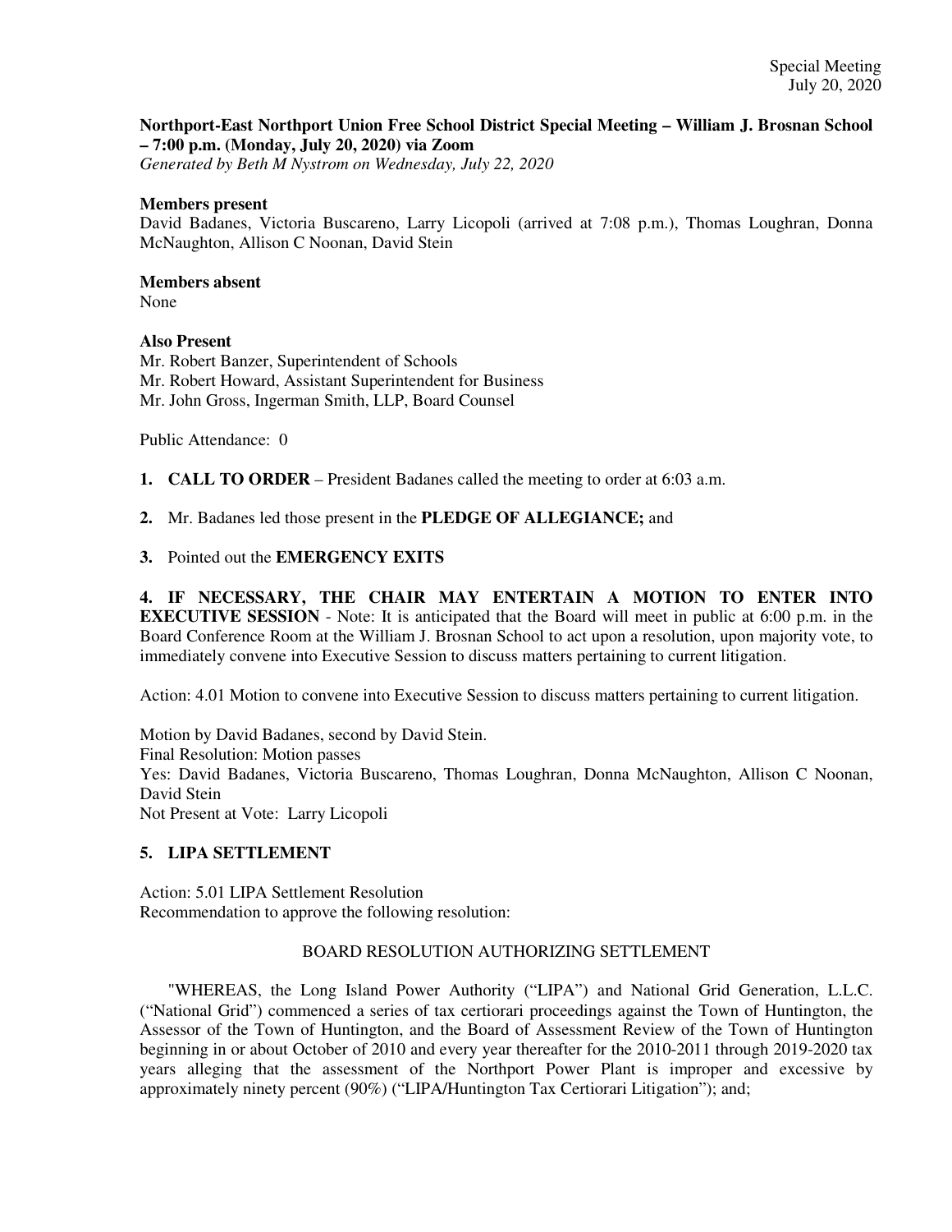Special Meeting
July 20, 2020

**Northport-East Northport Union Free School District Special Meeting – William J. Brosnan School – 7:00 p.m. (Monday, July 20, 2020) via Zoom**
*Generated by Beth M Nystrom on Wednesday, July 22, 2020*

**Members present**
David Badanes, Victoria Buscareno, Larry Licopoli (arrived at 7:08 p.m.), Thomas Loughran, Donna McNaughton, Allison C Noonan, David Stein

**Members absent**
None

**Also Present**
Mr. Robert Banzer, Superintendent of Schools
Mr. Robert Howard, Assistant Superintendent for Business
Mr. John Gross, Ingerman Smith, LLP, Board Counsel

Public Attendance: 0

**1. CALL TO ORDER** – President Badanes called the meeting to order at 6:03 a.m.

**2.** Mr. Badanes led those present in the **PLEDGE OF ALLEGIANCE;** and

**3.** Pointed out the **EMERGENCY EXITS**

**4. IF NECESSARY, THE CHAIR MAY ENTERTAIN A MOTION TO ENTER INTO EXECUTIVE SESSION** - Note: It is anticipated that the Board will meet in public at 6:00 p.m. in the Board Conference Room at the William J. Brosnan School to act upon a resolution, upon majority vote, to immediately convene into Executive Session to discuss matters pertaining to current litigation.

Action: 4.01 Motion to convene into Executive Session to discuss matters pertaining to current litigation.

Motion by David Badanes, second by David Stein.
Final Resolution: Motion passes
Yes: David Badanes, Victoria Buscareno, Thomas Loughran, Donna McNaughton, Allison C Noonan, David Stein
Not Present at Vote: Larry Licopoli

**5. LIPA SETTLEMENT**

Action: 5.01 LIPA Settlement Resolution
Recommendation to approve the following resolution:

BOARD RESOLUTION AUTHORIZING SETTLEMENT

"WHEREAS, the Long Island Power Authority ("LIPA") and National Grid Generation, L.L.C. ("National Grid") commenced a series of tax certiorari proceedings against the Town of Huntington, the Assessor of the Town of Huntington, and the Board of Assessment Review of the Town of Huntington beginning in or about October of 2010 and every year thereafter for the 2010-2011 through 2019-2020 tax years alleging that the assessment of the Northport Power Plant is improper and excessive by approximately ninety percent (90%) ("LIPA/Huntington Tax Certiorari Litigation"); and;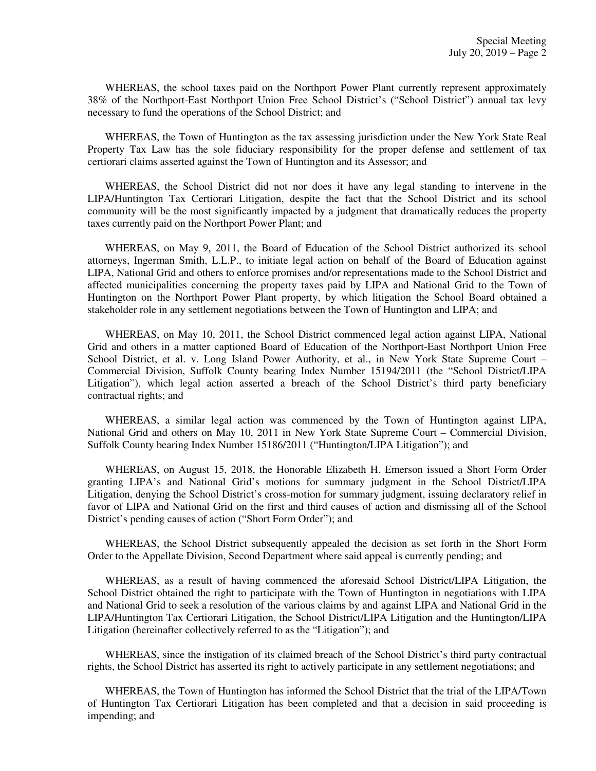WHEREAS, the school taxes paid on the Northport Power Plant currently represent approximately 38% of the Northport-East Northport Union Free School District's ("School District") annual tax levy necessary to fund the operations of the School District; and

WHEREAS, the Town of Huntington as the tax assessing jurisdiction under the New York State Real Property Tax Law has the sole fiduciary responsibility for the proper defense and settlement of tax certiorari claims asserted against the Town of Huntington and its Assessor; and

WHEREAS, the School District did not nor does it have any legal standing to intervene in the LIPA/Huntington Tax Certiorari Litigation, despite the fact that the School District and its school community will be the most significantly impacted by a judgment that dramatically reduces the property taxes currently paid on the Northport Power Plant; and

WHEREAS, on May 9, 2011, the Board of Education of the School District authorized its school attorneys, Ingerman Smith, L.L.P., to initiate legal action on behalf of the Board of Education against LIPA, National Grid and others to enforce promises and/or representations made to the School District and affected municipalities concerning the property taxes paid by LIPA and National Grid to the Town of Huntington on the Northport Power Plant property, by which litigation the School Board obtained a stakeholder role in any settlement negotiations between the Town of Huntington and LIPA; and

WHEREAS, on May 10, 2011, the School District commenced legal action against LIPA, National Grid and others in a matter captioned Board of Education of the Northport-East Northport Union Free School District, et al. v. Long Island Power Authority, et al., in New York State Supreme Court – Commercial Division, Suffolk County bearing Index Number 15194/2011 (the "School District/LIPA Litigation"), which legal action asserted a breach of the School District's third party beneficiary contractual rights; and

WHEREAS, a similar legal action was commenced by the Town of Huntington against LIPA, National Grid and others on May 10, 2011 in New York State Supreme Court – Commercial Division, Suffolk County bearing Index Number 15186/2011 ("Huntington/LIPA Litigation"); and

WHEREAS, on August 15, 2018, the Honorable Elizabeth H. Emerson issued a Short Form Order granting LIPA's and National Grid's motions for summary judgment in the School District/LIPA Litigation, denying the School District's cross-motion for summary judgment, issuing declaratory relief in favor of LIPA and National Grid on the first and third causes of action and dismissing all of the School District's pending causes of action ("Short Form Order"); and

WHEREAS, the School District subsequently appealed the decision as set forth in the Short Form Order to the Appellate Division, Second Department where said appeal is currently pending; and

WHEREAS, as a result of having commenced the aforesaid School District/LIPA Litigation, the School District obtained the right to participate with the Town of Huntington in negotiations with LIPA and National Grid to seek a resolution of the various claims by and against LIPA and National Grid in the LIPA/Huntington Tax Certiorari Litigation, the School District/LIPA Litigation and the Huntington/LIPA Litigation (hereinafter collectively referred to as the "Litigation"); and

WHEREAS, since the instigation of its claimed breach of the School District's third party contractual rights, the School District has asserted its right to actively participate in any settlement negotiations; and

WHEREAS, the Town of Huntington has informed the School District that the trial of the LIPA/Town of Huntington Tax Certiorari Litigation has been completed and that a decision in said proceeding is impending; and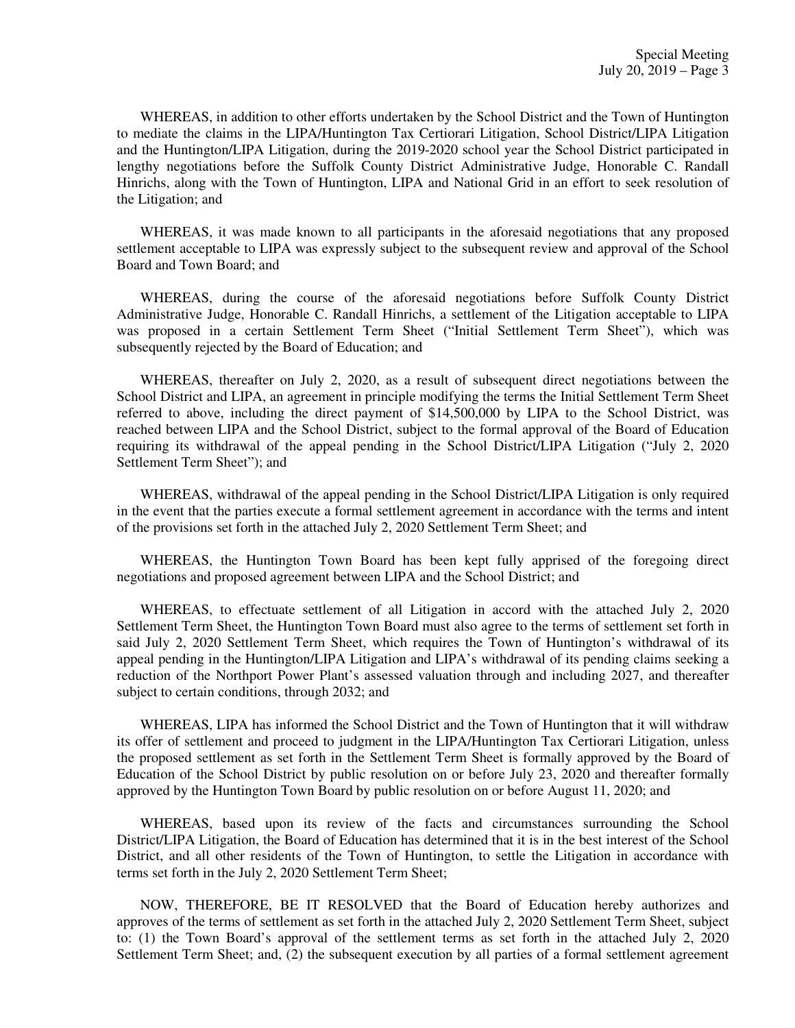WHEREAS, in addition to other efforts undertaken by the School District and the Town of Huntington to mediate the claims in the LIPA/Huntington Tax Certiorari Litigation, School District/LIPA Litigation and the Huntington/LIPA Litigation, during the 2019-2020 school year the School District participated in lengthy negotiations before the Suffolk County District Administrative Judge, Honorable C. Randall Hinrichs, along with the Town of Huntington, LIPA and National Grid in an effort to seek resolution of the Litigation; and

WHEREAS, it was made known to all participants in the aforesaid negotiations that any proposed settlement acceptable to LIPA was expressly subject to the subsequent review and approval of the School Board and Town Board; and

WHEREAS, during the course of the aforesaid negotiations before Suffolk County District Administrative Judge, Honorable C. Randall Hinrichs, a settlement of the Litigation acceptable to LIPA was proposed in a certain Settlement Term Sheet ("Initial Settlement Term Sheet"), which was subsequently rejected by the Board of Education; and

WHEREAS, thereafter on July 2, 2020, as a result of subsequent direct negotiations between the School District and LIPA, an agreement in principle modifying the terms the Initial Settlement Term Sheet referred to above, including the direct payment of $14,500,000 by LIPA to the School District, was reached between LIPA and the School District, subject to the formal approval of the Board of Education requiring its withdrawal of the appeal pending in the School District/LIPA Litigation ("July 2, 2020 Settlement Term Sheet"); and

WHEREAS, withdrawal of the appeal pending in the School District/LIPA Litigation is only required in the event that the parties execute a formal settlement agreement in accordance with the terms and intent of the provisions set forth in the attached July 2, 2020 Settlement Term Sheet; and

WHEREAS, the Huntington Town Board has been kept fully apprised of the foregoing direct negotiations and proposed agreement between LIPA and the School District; and

WHEREAS, to effectuate settlement of all Litigation in accord with the attached July 2, 2020 Settlement Term Sheet, the Huntington Town Board must also agree to the terms of settlement set forth in said July 2, 2020 Settlement Term Sheet, which requires the Town of Huntington's withdrawal of its appeal pending in the Huntington/LIPA Litigation and LIPA's withdrawal of its pending claims seeking a reduction of the Northport Power Plant's assessed valuation through and including 2027, and thereafter subject to certain conditions, through 2032; and

WHEREAS, LIPA has informed the School District and the Town of Huntington that it will withdraw its offer of settlement and proceed to judgment in the LIPA/Huntington Tax Certiorari Litigation, unless the proposed settlement as set forth in the Settlement Term Sheet is formally approved by the Board of Education of the School District by public resolution on or before July 23, 2020 and thereafter formally approved by the Huntington Town Board by public resolution on or before August 11, 2020; and

WHEREAS, based upon its review of the facts and circumstances surrounding the School District/LIPA Litigation, the Board of Education has determined that it is in the best interest of the School District, and all other residents of the Town of Huntington, to settle the Litigation in accordance with terms set forth in the July 2, 2020 Settlement Term Sheet;

NOW, THEREFORE, BE IT RESOLVED that the Board of Education hereby authorizes and approves of the terms of settlement as set forth in the attached July 2, 2020 Settlement Term Sheet, subject to: (1) the Town Board's approval of the settlement terms as set forth in the attached July 2, 2020 Settlement Term Sheet; and, (2) the subsequent execution by all parties of a formal settlement agreement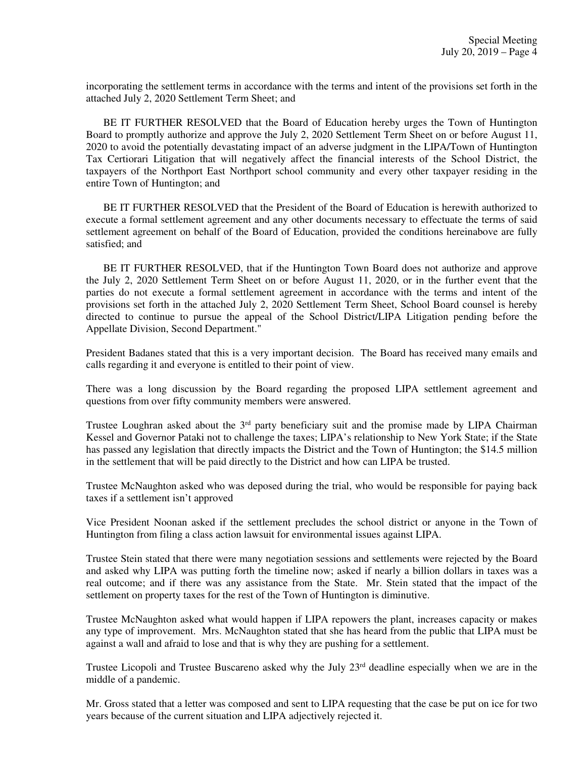incorporating the settlement terms in accordance with the terms and intent of the provisions set forth in the attached July 2, 2020 Settlement Term Sheet; and

BE IT FURTHER RESOLVED that the Board of Education hereby urges the Town of Huntington Board to promptly authorize and approve the July 2, 2020 Settlement Term Sheet on or before August 11, 2020 to avoid the potentially devastating impact of an adverse judgment in the LIPA/Town of Huntington Tax Certiorari Litigation that will negatively affect the financial interests of the School District, the taxpayers of the Northport East Northport school community and every other taxpayer residing in the entire Town of Huntington; and

BE IT FURTHER RESOLVED that the President of the Board of Education is herewith authorized to execute a formal settlement agreement and any other documents necessary to effectuate the terms of said settlement agreement on behalf of the Board of Education, provided the conditions hereinabove are fully satisfied; and

BE IT FURTHER RESOLVED, that if the Huntington Town Board does not authorize and approve the July 2, 2020 Settlement Term Sheet on or before August 11, 2020, or in the further event that the parties do not execute a formal settlement agreement in accordance with the terms and intent of the provisions set forth in the attached July 2, 2020 Settlement Term Sheet, School Board counsel is hereby directed to continue to pursue the appeal of the School District/LIPA Litigation pending before the Appellate Division, Second Department."

President Badanes stated that this is a very important decision. The Board has received many emails and calls regarding it and everyone is entitled to their point of view.

There was a long discussion by the Board regarding the proposed LIPA settlement agreement and questions from over fifty community members were answered.

Trustee Loughran asked about the 3rd party beneficiary suit and the promise made by LIPA Chairman Kessel and Governor Pataki not to challenge the taxes; LIPA's relationship to New York State; if the State has passed any legislation that directly impacts the District and the Town of Huntington; the $14.5 million in the settlement that will be paid directly to the District and how can LIPA be trusted.

Trustee McNaughton asked who was deposed during the trial, who would be responsible for paying back taxes if a settlement isn't approved

Vice President Noonan asked if the settlement precludes the school district or anyone in the Town of Huntington from filing a class action lawsuit for environmental issues against LIPA.

Trustee Stein stated that there were many negotiation sessions and settlements were rejected by the Board and asked why LIPA was putting forth the timeline now; asked if nearly a billion dollars in taxes was a real outcome; and if there was any assistance from the State. Mr. Stein stated that the impact of the settlement on property taxes for the rest of the Town of Huntington is diminutive.

Trustee McNaughton asked what would happen if LIPA repowers the plant, increases capacity or makes any type of improvement. Mrs. McNaughton stated that she has heard from the public that LIPA must be against a wall and afraid to lose and that is why they are pushing for a settlement.

Trustee Licopoli and Trustee Buscareno asked why the July 23rd deadline especially when we are in the middle of a pandemic.

Mr. Gross stated that a letter was composed and sent to LIPA requesting that the case be put on ice for two years because of the current situation and LIPA adjectively rejected it.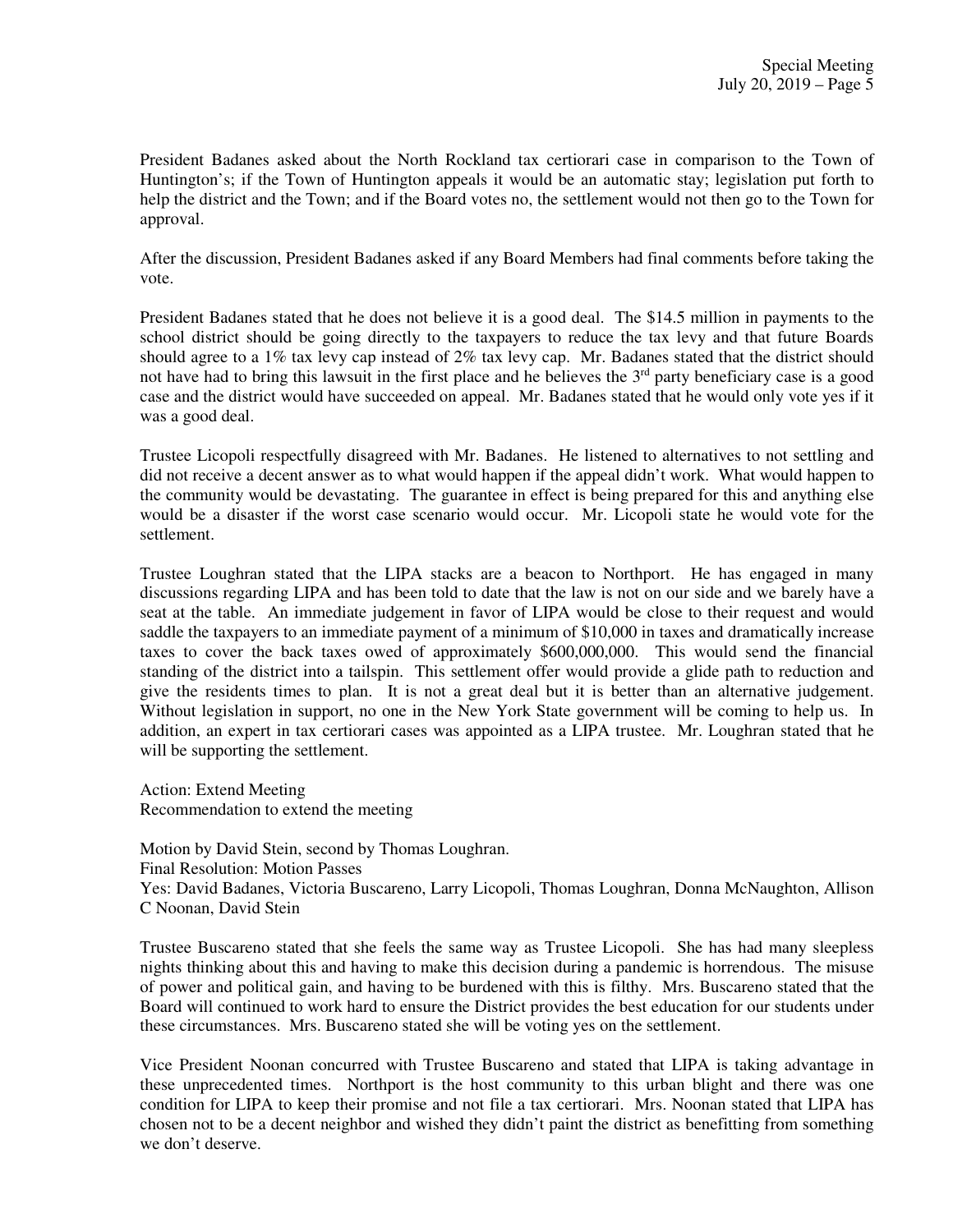President Badanes asked about the North Rockland tax certiorari case in comparison to the Town of Huntington's; if the Town of Huntington appeals it would be an automatic stay; legislation put forth to help the district and the Town; and if the Board votes no, the settlement would not then go to the Town for approval.

After the discussion, President Badanes asked if any Board Members had final comments before taking the vote.

President Badanes stated that he does not believe it is a good deal. The $14.5 million in payments to the school district should be going directly to the taxpayers to reduce the tax levy and that future Boards should agree to a 1% tax levy cap instead of 2% tax levy cap. Mr. Badanes stated that the district should not have had to bring this lawsuit in the first place and he believes the 3rd party beneficiary case is a good case and the district would have succeeded on appeal. Mr. Badanes stated that he would only vote yes if it was a good deal.

Trustee Licopoli respectfully disagreed with Mr. Badanes. He listened to alternatives to not settling and did not receive a decent answer as to what would happen if the appeal didn't work. What would happen to the community would be devastating. The guarantee in effect is being prepared for this and anything else would be a disaster if the worst case scenario would occur. Mr. Licopoli state he would vote for the settlement.

Trustee Loughran stated that the LIPA stacks are a beacon to Northport. He has engaged in many discussions regarding LIPA and has been told to date that the law is not on our side and we barely have a seat at the table. An immediate judgement in favor of LIPA would be close to their request and would saddle the taxpayers to an immediate payment of a minimum of $10,000 in taxes and dramatically increase taxes to cover the back taxes owed of approximately $600,000,000. This would send the financial standing of the district into a tailspin. This settlement offer would provide a glide path to reduction and give the residents times to plan. It is not a great deal but it is better than an alternative judgement. Without legislation in support, no one in the New York State government will be coming to help us. In addition, an expert in tax certiorari cases was appointed as a LIPA trustee. Mr. Loughran stated that he will be supporting the settlement.

Action: Extend Meeting
Recommendation to extend the meeting

Motion by David Stein, second by Thomas Loughran.
Final Resolution: Motion Passes
Yes: David Badanes, Victoria Buscareno, Larry Licopoli, Thomas Loughran, Donna McNaughton, Allison C Noonan, David Stein

Trustee Buscareno stated that she feels the same way as Trustee Licopoli. She has had many sleepless nights thinking about this and having to make this decision during a pandemic is horrendous. The misuse of power and political gain, and having to be burdened with this is filthy. Mrs. Buscareno stated that the Board will continued to work hard to ensure the District provides the best education for our students under these circumstances. Mrs. Buscareno stated she will be voting yes on the settlement.

Vice President Noonan concurred with Trustee Buscareno and stated that LIPA is taking advantage in these unprecedented times. Northport is the host community to this urban blight and there was one condition for LIPA to keep their promise and not file a tax certiorari. Mrs. Noonan stated that LIPA has chosen not to be a decent neighbor and wished they didn't paint the district as benefitting from something we don't deserve.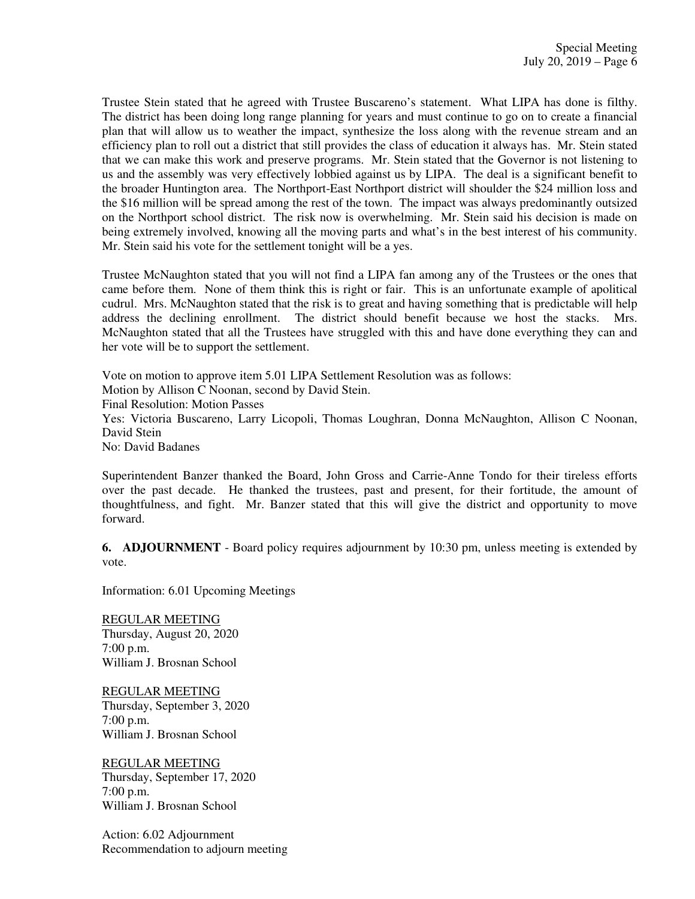Trustee Stein stated that he agreed with Trustee Buscareno's statement. What LIPA has done is filthy. The district has been doing long range planning for years and must continue to go on to create a financial plan that will allow us to weather the impact, synthesize the loss along with the revenue stream and an efficiency plan to roll out a district that still provides the class of education it always has. Mr. Stein stated that we can make this work and preserve programs. Mr. Stein stated that the Governor is not listening to us and the assembly was very effectively lobbied against us by LIPA. The deal is a significant benefit to the broader Huntington area. The Northport-East Northport district will shoulder the $24 million loss and the $16 million will be spread among the rest of the town. The impact was always predominantly outsized on the Northport school district. The risk now is overwhelming. Mr. Stein said his decision is made on being extremely involved, knowing all the moving parts and what's in the best interest of his community. Mr. Stein said his vote for the settlement tonight will be a yes.

Trustee McNaughton stated that you will not find a LIPA fan among any of the Trustees or the ones that came before them. None of them think this is right or fair. This is an unfortunate example of apolitical cudrul. Mrs. McNaughton stated that the risk is to great and having something that is predictable will help address the declining enrollment. The district should benefit because we host the stacks. Mrs. McNaughton stated that all the Trustees have struggled with this and have done everything they can and her vote will be to support the settlement.

Vote on motion to approve item 5.01 LIPA Settlement Resolution was as follows:
Motion by Allison C Noonan, second by David Stein.
Final Resolution: Motion Passes
Yes: Victoria Buscareno, Larry Licopoli, Thomas Loughran, Donna McNaughton, Allison C Noonan, David Stein
No: David Badanes

Superintendent Banzer thanked the Board, John Gross and Carrie-Anne Tondo for their tireless efforts over the past decade. He thanked the trustees, past and present, for their fortitude, the amount of thoughtfulness, and fight. Mr. Banzer stated that this will give the district and opportunity to move forward.

**6. ADJOURNMENT** - Board policy requires adjournment by 10:30 pm, unless meeting is extended by vote.

Information: 6.01 Upcoming Meetings

<u>REGULAR MEETING</u>
Thursday, August 20, 2020
7:00 p.m.
William J. Brosnan School

<u>REGULAR MEETING</u>
Thursday, September 3, 2020
7:00 p.m.
William J. Brosnan School

<u>REGULAR MEETING</u>
Thursday, September 17, 2020
7:00 p.m.
William J. Brosnan School

Action: 6.02 Adjournment
Recommendation to adjourn meeting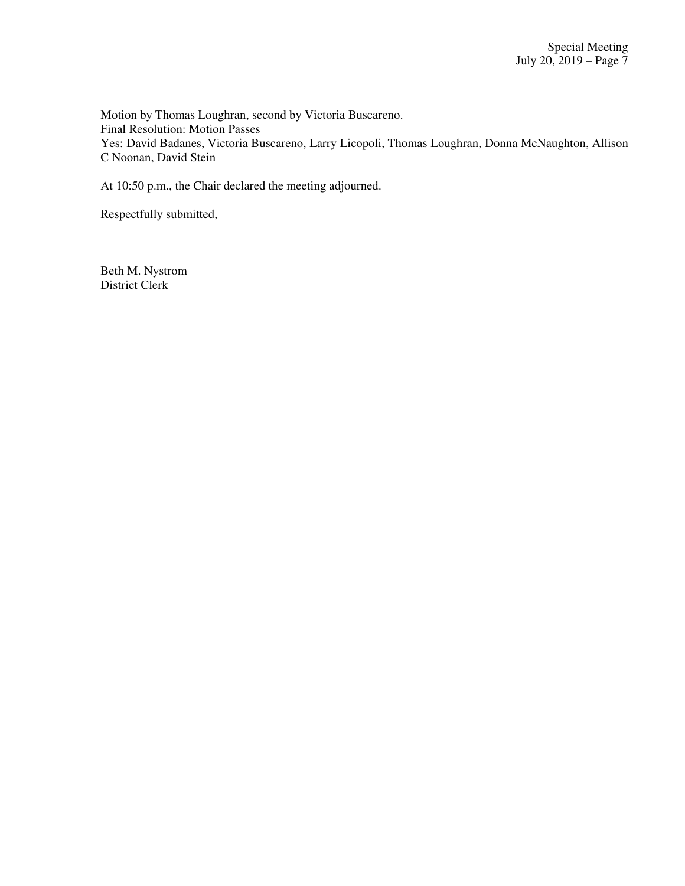Motion by Thomas Loughran, second by Victoria Buscareno.
Final Resolution: Motion Passes
Yes: David Badanes, Victoria Buscareno, Larry Licopoli, Thomas Loughran, Donna McNaughton, Allison C Noonan, David Stein

At 10:50 p.m., the Chair declared the meeting adjourned.

Respectfully submitted,

Beth M. Nystrom
District Clerk